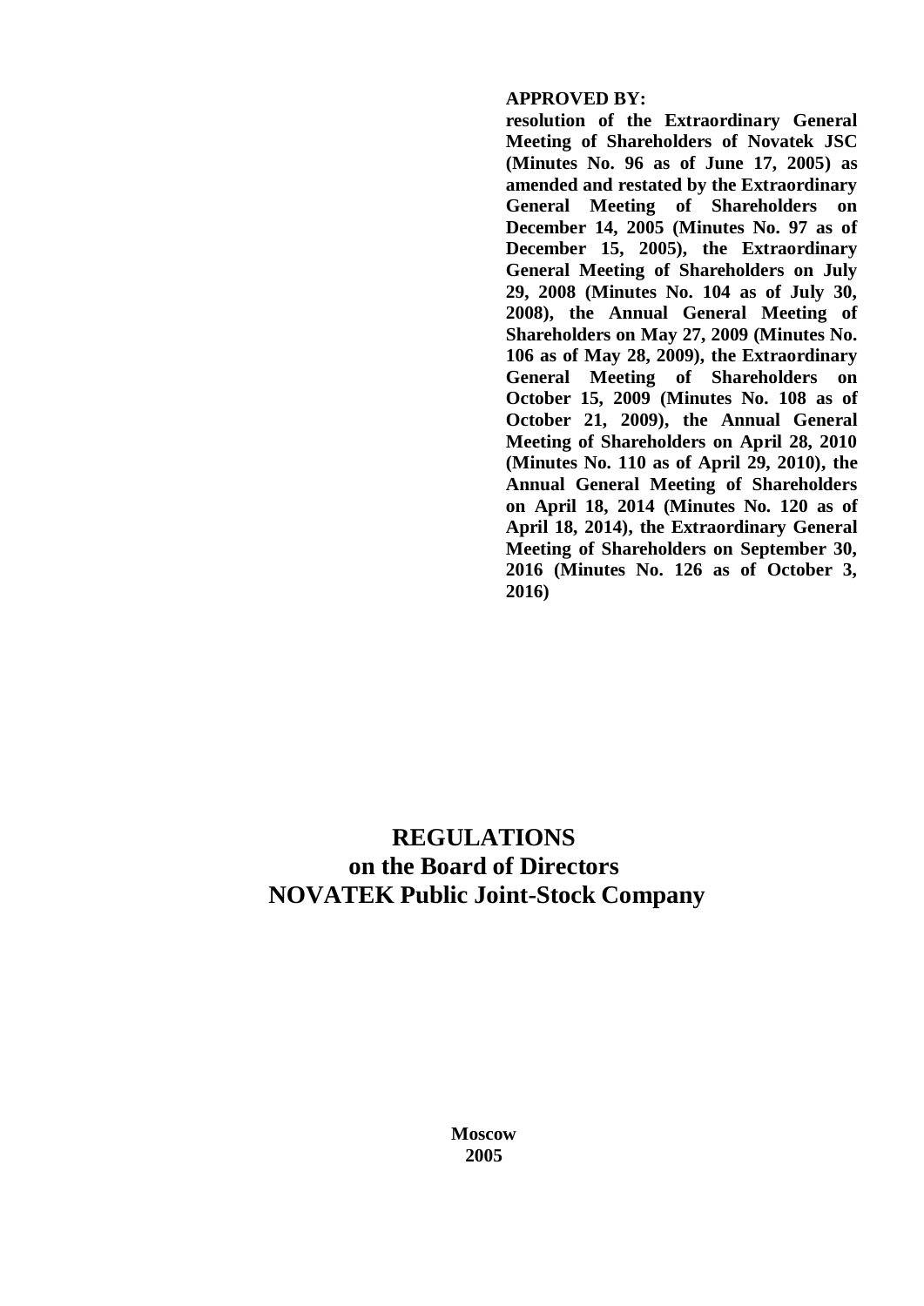**APPROVED BY:**

**resolution of the Extraordinary General Meeting of Shareholders of Novatek JSC (Minutes No. 96 as of June 17, 2005) as amended and restated by the Extraordinary General Meeting of Shareholders on December 14, 2005 (Minutes No. 97 as of December 15, 2005), the Extraordinary General Meeting of Shareholders on July 29, 2008 (Minutes No. 104 as of July 30, 2008), the Annual General Meeting of Shareholders on May 27, 2009 (Minutes No. 106 as of May 28, 2009), the Extraordinary General Meeting of Shareholders on October 15, 2009 (Minutes No. 108 as of October 21, 2009), the Annual General Meeting of Shareholders on April 28, 2010 (Minutes No. 110 as of April 29, 2010), the Annual General Meeting of Shareholders on April 18, 2014 (Minutes No. 120 as of April 18, 2014), the Extraordinary General Meeting of Shareholders on September 30, 2016 (Minutes No. 126 as of October 3, 2016)**

# REGULATIONS
# on the Board of Directors
# NOVATEK Public Joint-Stock Company

**Moscow**
**2005**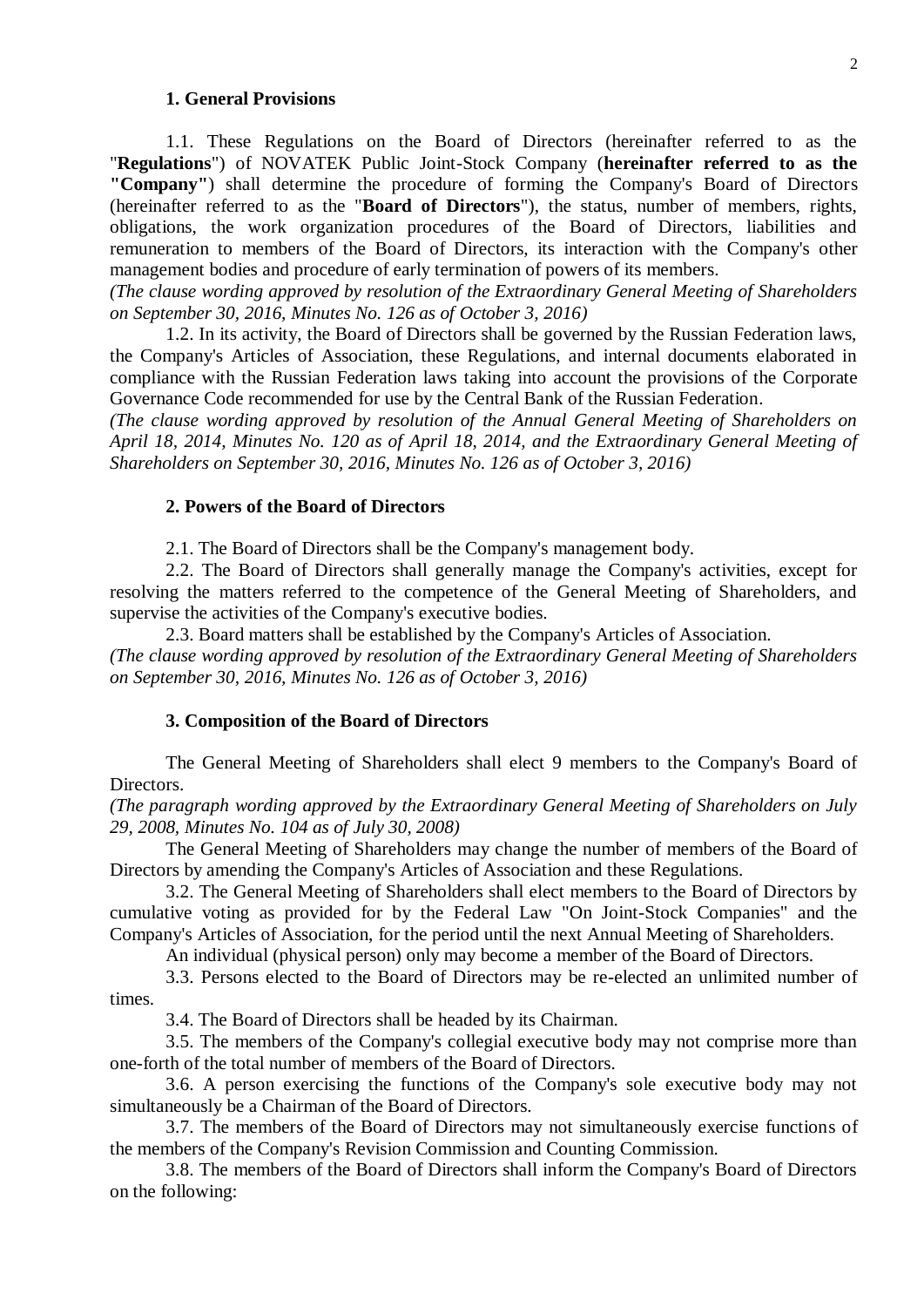## 1. General Provisions

1.1. These Regulations on the Board of Directors (hereinafter referred to as the "**Regulations**") of NOVATEK Public Joint-Stock Company (**hereinafter referred to as the "Company"**) shall determine the procedure of forming the Company's Board of Directors (hereinafter referred to as the "**Board of Directors**"), the status, number of members, rights, obligations, the work organization procedures of the Board of Directors, liabilities and remuneration to members of the Board of Directors, its interaction with the Company's other management bodies and procedure of early termination of powers of its members.

*(The clause wording approved by resolution of the Extraordinary General Meeting of Shareholders on September 30, 2016, Minutes No. 126 as of October 3, 2016)*

1.2. In its activity, the Board of Directors shall be governed by the Russian Federation laws, the Company's Articles of Association, these Regulations, and internal documents elaborated in compliance with the Russian Federation laws taking into account the provisions of the Corporate Governance Code recommended for use by the Central Bank of the Russian Federation.

*(The clause wording approved by resolution of the Annual General Meeting of Shareholders on April 18, 2014, Minutes No. 120 as of April 18, 2014, and the Extraordinary General Meeting of Shareholders on September 30, 2016, Minutes No. 126 as of October 3, 2016)*

## 2. Powers of the Board of Directors

2.1. The Board of Directors shall be the Company's management body.

2.2. The Board of Directors shall generally manage the Company's activities, except for resolving the matters referred to the competence of the General Meeting of Shareholders, and supervise the activities of the Company's executive bodies.

2.3. Board matters shall be established by the Company's Articles of Association.

*(The clause wording approved by resolution of the Extraordinary General Meeting of Shareholders on September 30, 2016, Minutes No. 126 as of October 3, 2016)*

## 3. Composition of the Board of Directors

The General Meeting of Shareholders shall elect 9 members to the Company's Board of Directors.

*(The paragraph wording approved by the Extraordinary General Meeting of Shareholders on July 29, 2008, Minutes No. 104 as of July 30, 2008)*

The General Meeting of Shareholders may change the number of members of the Board of Directors by amending the Company's Articles of Association and these Regulations.

3.2. The General Meeting of Shareholders shall elect members to the Board of Directors by cumulative voting as provided for by the Federal Law "On Joint-Stock Companies" and the Company's Articles of Association, for the period until the next Annual Meeting of Shareholders.

An individual (physical person) only may become a member of the Board of Directors.

3.3. Persons elected to the Board of Directors may be re-elected an unlimited number of times.

3.4. The Board of Directors shall be headed by its Chairman.

3.5. The members of the Company's collegial executive body may not comprise more than one-forth of the total number of members of the Board of Directors.

3.6. A person exercising the functions of the Company's sole executive body may not simultaneously be a Chairman of the Board of Directors.

3.7. The members of the Board of Directors may not simultaneously exercise functions of the members of the Company's Revision Commission and Counting Commission.

3.8. The members of the Board of Directors shall inform the Company's Board of Directors on the following: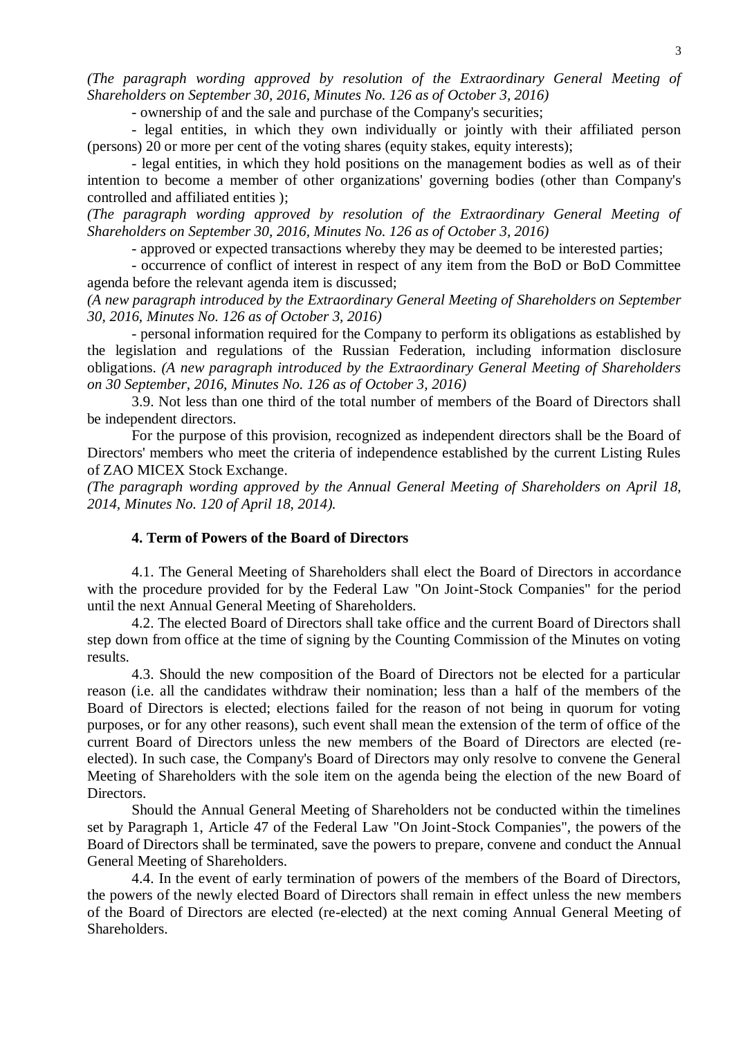*(The paragraph wording approved by resolution of the Extraordinary General Meeting of Shareholders on September 30, 2016, Minutes No. 126 as of October 3, 2016)*

- ownership of and the sale and purchase of the Company's securities;

- legal entities, in which they own individually or jointly with their affiliated person (persons) 20 or more per cent of the voting shares (equity stakes, equity interests);

- legal entities, in which they hold positions on the management bodies as well as of their intention to become a member of other organizations' governing bodies (other than Company's controlled and affiliated entities );

*(The paragraph wording approved by resolution of the Extraordinary General Meeting of Shareholders on September 30, 2016, Minutes No. 126 as of October 3, 2016)*

- approved or expected transactions whereby they may be deemed to be interested parties;

- occurrence of conflict of interest in respect of any item from the BoD or BoD Committee agenda before the relevant agenda item is discussed;

*(A new paragraph introduced by the Extraordinary General Meeting of Shareholders on September 30, 2016, Minutes No. 126 as of October 3, 2016)*

- personal information required for the Company to perform its obligations as established by the legislation and regulations of the Russian Federation, including information disclosure obligations. *(A new paragraph introduced by the Extraordinary General Meeting of Shareholders on 30 September, 2016, Minutes No. 126 as of October 3, 2016)*

3.9. Not less than one third of the total number of members of the Board of Directors shall be independent directors.

For the purpose of this provision, recognized as independent directors shall be the Board of Directors' members who meet the criteria of independence established by the current Listing Rules of ZAO MICEX Stock Exchange.

*(The paragraph wording approved by the Annual General Meeting of Shareholders on April 18, 2014, Minutes No. 120 of April 18, 2014).*

## 4. Term of Powers of the Board of Directors

4.1. The General Meeting of Shareholders shall elect the Board of Directors in accordance with the procedure provided for by the Federal Law "On Joint-Stock Companies" for the period until the next Annual General Meeting of Shareholders.

4.2. The elected Board of Directors shall take office and the current Board of Directors shall step down from office at the time of signing by the Counting Commission of the Minutes on voting results.

4.3. Should the new composition of the Board of Directors not be elected for a particular reason (i.e. all the candidates withdraw their nomination; less than a half of the members of the Board of Directors is elected; elections failed for the reason of not being in quorum for voting purposes, or for any other reasons), such event shall mean the extension of the term of office of the current Board of Directors unless the new members of the Board of Directors are elected (re-elected). In such case, the Company's Board of Directors may only resolve to convene the General Meeting of Shareholders with the sole item on the agenda being the election of the new Board of Directors.

Should the Annual General Meeting of Shareholders not be conducted within the timelines set by Paragraph 1, Article 47 of the Federal Law "On Joint-Stock Companies", the powers of the Board of Directors shall be terminated, save the powers to prepare, convene and conduct the Annual General Meeting of Shareholders.

4.4. In the event of early termination of powers of the members of the Board of Directors, the powers of the newly elected Board of Directors shall remain in effect unless the new members of the Board of Directors are elected (re-elected) at the next coming Annual General Meeting of Shareholders.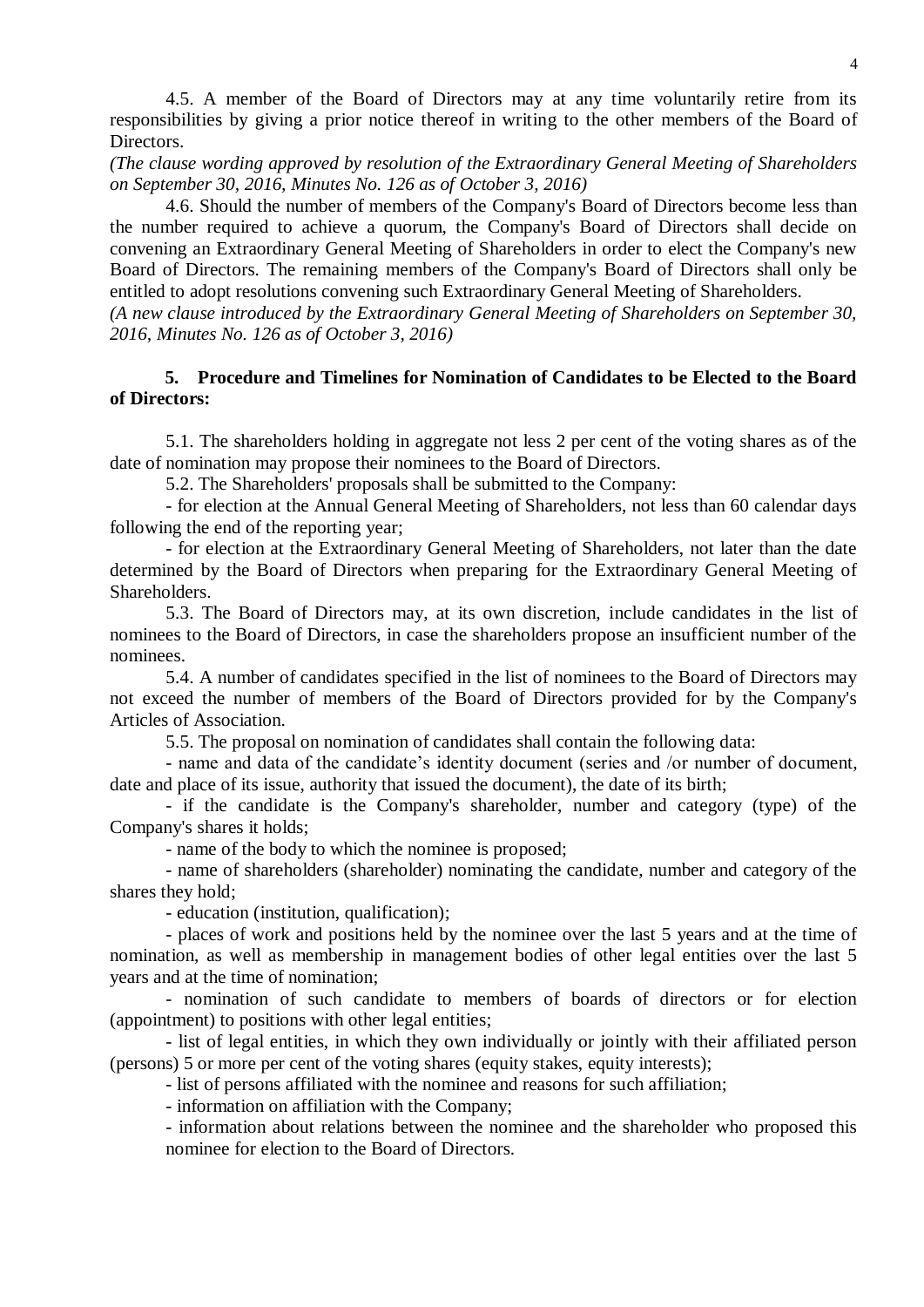4.5. A member of the Board of Directors may at any time voluntarily retire from its responsibilities by giving a prior notice thereof in writing to the other members of the Board of Directors.

*(The clause wording approved by resolution of the Extraordinary General Meeting of Shareholders on September 30, 2016, Minutes No. 126 as of October 3, 2016)*

4.6. Should the number of members of the Company's Board of Directors become less than the number required to achieve a quorum, the Company's Board of Directors shall decide on convening an Extraordinary General Meeting of Shareholders in order to elect the Company's new Board of Directors. The remaining members of the Company's Board of Directors shall only be entitled to adopt resolutions convening such Extraordinary General Meeting of Shareholders.

*(A new clause introduced by the Extraordinary General Meeting of Shareholders on September 30, 2016, Minutes No. 126 as of October 3, 2016)*

## 5. Procedure and Timelines for Nomination of Candidates to be Elected to the Board of Directors:

5.1. The shareholders holding in aggregate not less 2 per cent of the voting shares as of the date of nomination may propose their nominees to the Board of Directors.

5.2. The Shareholders' proposals shall be submitted to the Company:

- for election at the Annual General Meeting of Shareholders, not less than 60 calendar days following the end of the reporting year;
- for election at the Extraordinary General Meeting of Shareholders, not later than the date determined by the Board of Directors when preparing for the Extraordinary General Meeting of Shareholders.

5.3. The Board of Directors may, at its own discretion, include candidates in the list of nominees to the Board of Directors, in case the shareholders propose an insufficient number of the nominees.

5.4. A number of candidates specified in the list of nominees to the Board of Directors may not exceed the number of members of the Board of Directors provided for by the Company's Articles of Association.

5.5. The proposal on nomination of candidates shall contain the following data:

- name and data of the candidate's identity document (series and /or number of document, date and place of its issue, authority that issued the document), the date of its birth;
- if the candidate is the Company's shareholder, number and category (type) of the Company's shares it holds;
- name of the body to which the nominee is proposed;
- name of shareholders (shareholder) nominating the candidate, number and category of the shares they hold;
- education (institution, qualification);
- places of work and positions held by the nominee over the last 5 years and at the time of nomination, as well as membership in management bodies of other legal entities over the last 5 years and at the time of nomination;
- nomination of such candidate to members of boards of directors or for election (appointment) to positions with other legal entities;
- list of legal entities, in which they own individually or jointly with their affiliated person (persons) 5 or more per cent of the voting shares (equity stakes, equity interests);
- list of persons affiliated with the nominee and reasons for such affiliation;
- information on affiliation with the Company;
- information about relations between the nominee and the shareholder who proposed this nominee for election to the Board of Directors.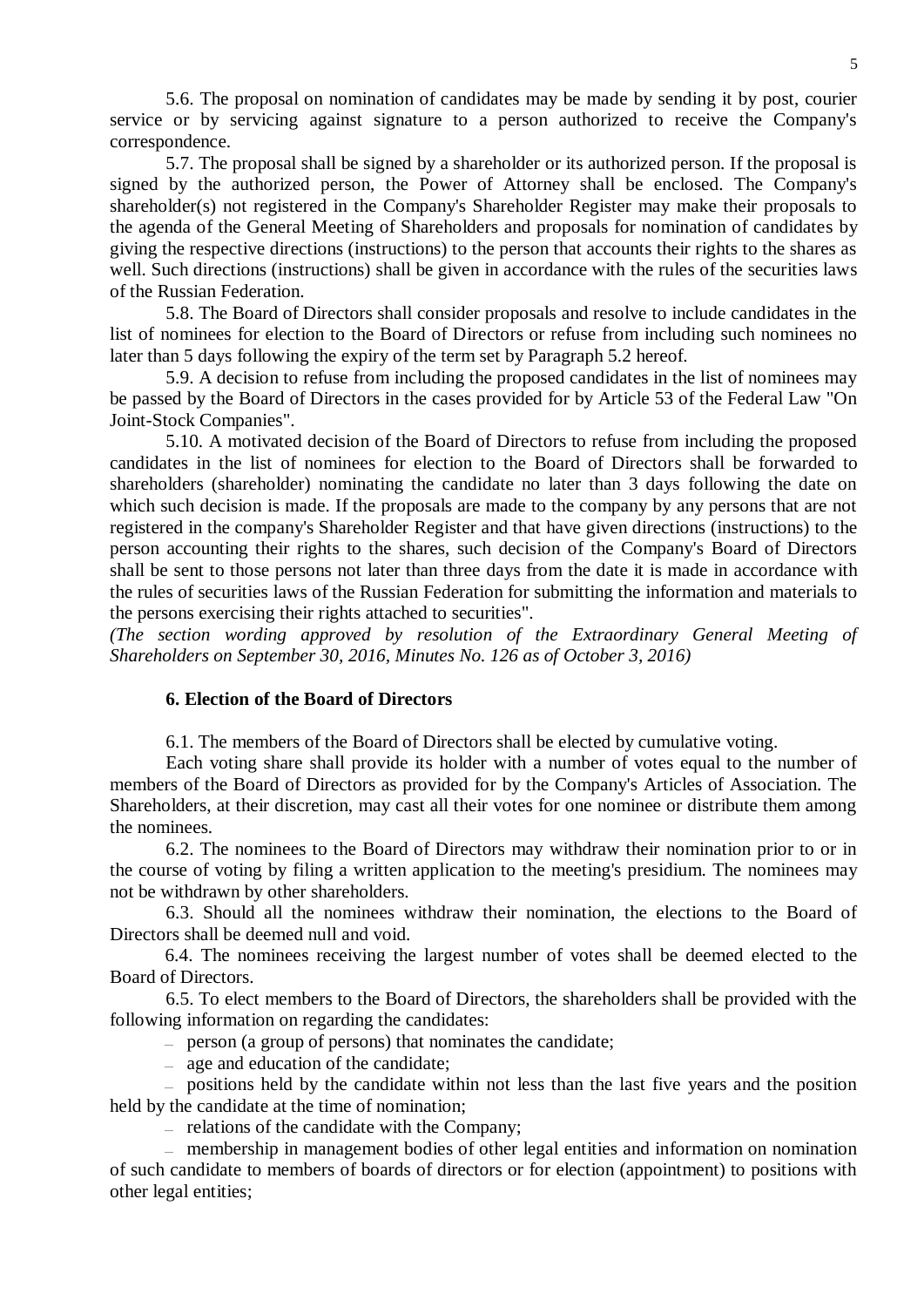5.6. The proposal on nomination of candidates may be made by sending it by post, courier service or by servicing against signature to a person authorized to receive the Company's correspondence.

5.7. The proposal shall be signed by a shareholder or its authorized person. If the proposal is signed by the authorized person, the Power of Attorney shall be enclosed. The Company's shareholder(s) not registered in the Company's Shareholder Register may make their proposals to the agenda of the General Meeting of Shareholders and proposals for nomination of candidates by giving the respective directions (instructions) to the person that accounts their rights to the shares as well. Such directions (instructions) shall be given in accordance with the rules of the securities laws of the Russian Federation.

5.8. The Board of Directors shall consider proposals and resolve to include candidates in the list of nominees for election to the Board of Directors or refuse from including such nominees no later than 5 days following the expiry of the term set by Paragraph 5.2 hereof.

5.9. A decision to refuse from including the proposed candidates in the list of nominees may be passed by the Board of Directors in the cases provided for by Article 53 of the Federal Law "On Joint-Stock Companies".

5.10. A motivated decision of the Board of Directors to refuse from including the proposed candidates in the list of nominees for election to the Board of Directors shall be forwarded to shareholders (shareholder) nominating the candidate no later than 3 days following the date on which such decision is made. If the proposals are made to the company by any persons that are not registered in the company's Shareholder Register and that have given directions (instructions) to the person accounting their rights to the shares, such decision of the Company's Board of Directors shall be sent to those persons not later than three days from the date it is made in accordance with the rules of securities laws of the Russian Federation for submitting the information and materials to the persons exercising their rights attached to securities".

*(The section wording approved by resolution of the Extraordinary General Meeting of Shareholders on September 30, 2016, Minutes No. 126 as of October 3, 2016)*

**6. Election of the Board of Directors**

6.1. The members of the Board of Directors shall be elected by cumulative voting.

Each voting share shall provide its holder with a number of votes equal to the number of members of the Board of Directors as provided for by the Company's Articles of Association. The Shareholders, at their discretion, may cast all their votes for one nominee or distribute them among the nominees.

6.2. The nominees to the Board of Directors may withdraw their nomination prior to or in the course of voting by filing a written application to the meeting's presidium. The nominees may not be withdrawn by other shareholders.

6.3. Should all the nominees withdraw their nomination, the elections to the Board of Directors shall be deemed null and void.

6.4. The nominees receiving the largest number of votes shall be deemed elected to the Board of Directors.

6.5. To elect members to the Board of Directors, the shareholders shall be provided with the following information on regarding the candidates:

- person (a group of persons) that nominates the candidate;
- age and education of the candidate;
- positions held by the candidate within not less than the last five years and the position held by the candidate at the time of nomination;
- relations of the candidate with the Company;
- membership in management bodies of other legal entities and information on nomination of such candidate to members of boards of directors or for election (appointment) to positions with other legal entities;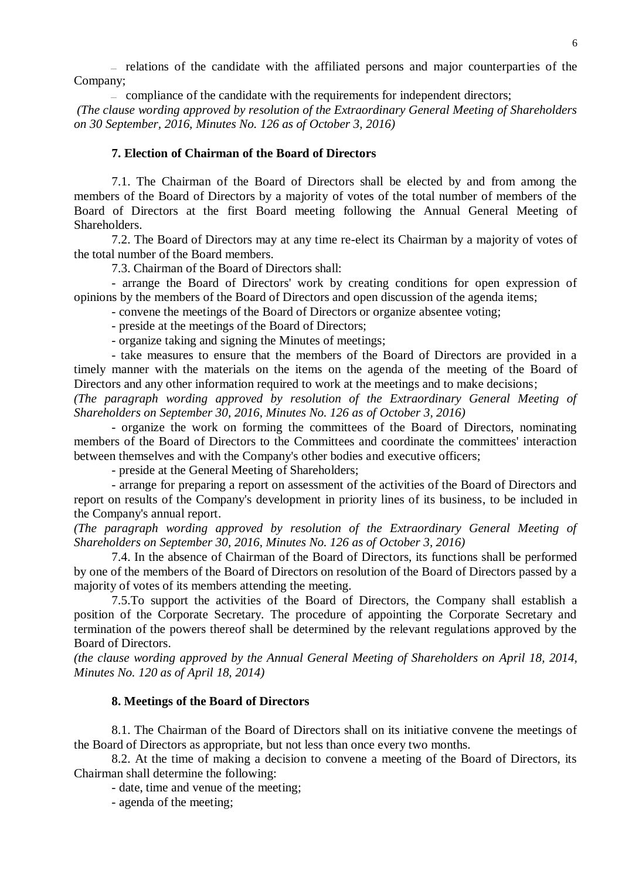– relations of the candidate with the affiliated persons and major counterparties of the Company;

– compliance of the candidate with the requirements for independent directors;

*(The clause wording approved by resolution of the Extraordinary General Meeting of Shareholders on 30 September, 2016, Minutes No. 126 as of October 3, 2016)*

### 7. Election of Chairman of the Board of Directors

7.1. The Chairman of the Board of Directors shall be elected by and from among the members of the Board of Directors by a majority of votes of the total number of members of the Board of Directors at the first Board meeting following the Annual General Meeting of Shareholders.

7.2. The Board of Directors may at any time re-elect its Chairman by a majority of votes of the total number of the Board members.

7.3. Chairman of the Board of Directors shall:

- arrange the Board of Directors' work by creating conditions for open expression of opinions by the members of the Board of Directors and open discussion of the agenda items;
- convene the meetings of the Board of Directors or organize absentee voting;
- preside at the meetings of the Board of Directors;
- organize taking and signing the Minutes of meetings;
- take measures to ensure that the members of the Board of Directors are provided in a timely manner with the materials on the items on the agenda of the meeting of the Board of Directors and any other information required to work at the meetings and to make decisions;

*(The paragraph wording approved by resolution of the Extraordinary General Meeting of Shareholders on September 30, 2016, Minutes No. 126 as of October 3, 2016)*

- organize the work on forming the committees of the Board of Directors, nominating members of the Board of Directors to the Committees and coordinate the committees' interaction between themselves and with the Company's other bodies and executive officers;
- preside at the General Meeting of Shareholders;
- arrange for preparing a report on assessment of the activities of the Board of Directors and report on results of the Company's development in priority lines of its business, to be included in the Company's annual report.

*(The paragraph wording approved by resolution of the Extraordinary General Meeting of Shareholders on September 30, 2016, Minutes No. 126 as of October 3, 2016)*

7.4. In the absence of Chairman of the Board of Directors, its functions shall be performed by one of the members of the Board of Directors on resolution of the Board of Directors passed by a majority of votes of its members attending the meeting.

7.5.To support the activities of the Board of Directors, the Company shall establish a position of the Corporate Secretary. The procedure of appointing the Corporate Secretary and termination of the powers thereof shall be determined by the relevant regulations approved by the Board of Directors.

*(the clause wording approved by the Annual General Meeting of Shareholders on April 18, 2014, Minutes No. 120 as of April 18, 2014)*

### 8. Meetings of the Board of Directors

8.1. The Chairman of the Board of Directors shall on its initiative convene the meetings of the Board of Directors as appropriate, but not less than once every two months.

8.2. At the time of making a decision to convene a meeting of the Board of Directors, its Chairman shall determine the following:

- date, time and venue of the meeting;
- agenda of the meeting;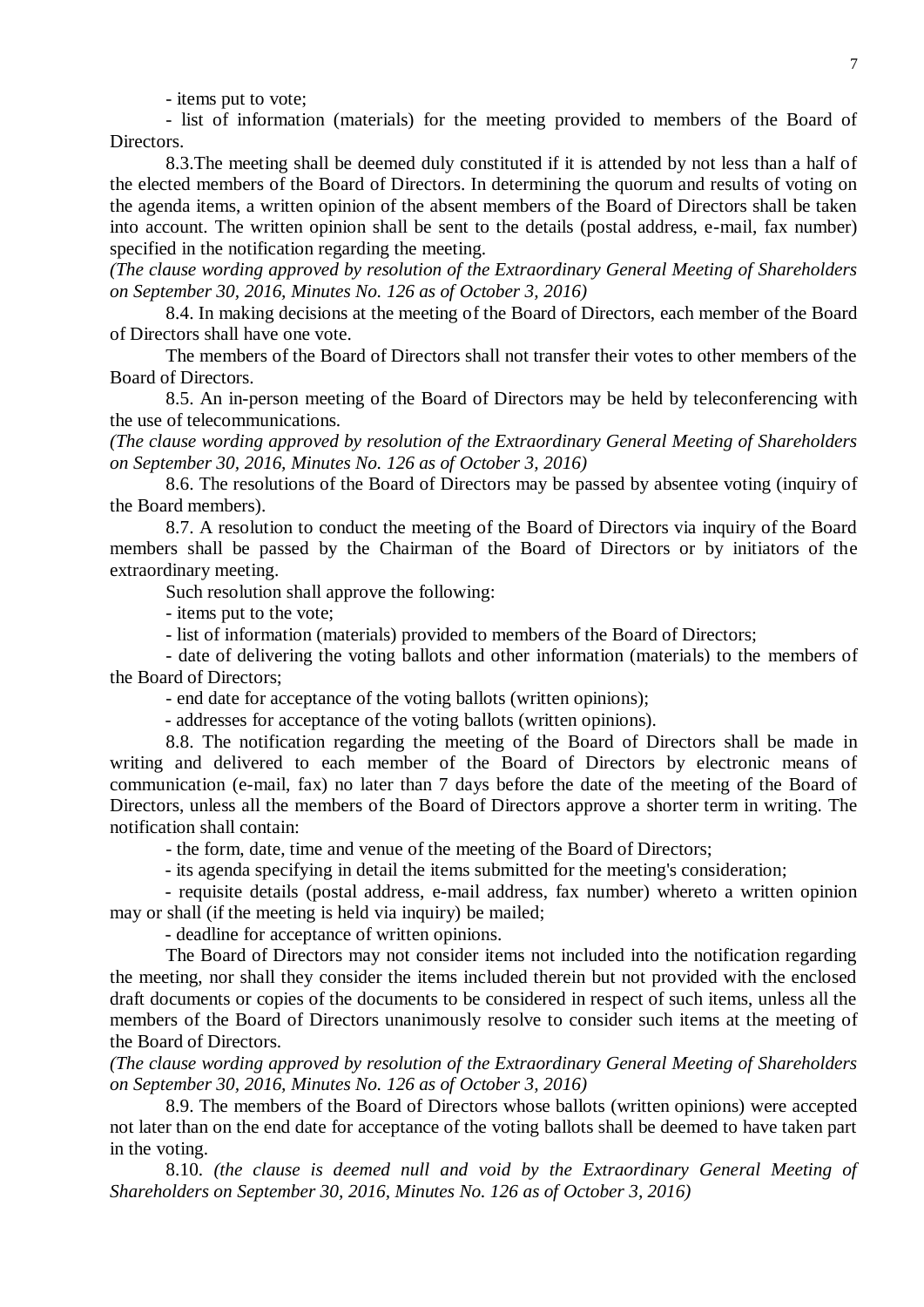- items put to vote;

- list of information (materials) for the meeting provided to members of the Board of Directors.

8.3.The meeting shall be deemed duly constituted if it is attended by not less than a half of the elected members of the Board of Directors. In determining the quorum and results of voting on the agenda items, a written opinion of the absent members of the Board of Directors shall be taken into account. The written opinion shall be sent to the details (postal address, e-mail, fax number) specified in the notification regarding the meeting.

*(The clause wording approved by resolution of the Extraordinary General Meeting of Shareholders on September 30, 2016, Minutes No. 126 as of October 3, 2016)*

8.4. In making decisions at the meeting of the Board of Directors, each member of the Board of Directors shall have one vote.

The members of the Board of Directors shall not transfer their votes to other members of the Board of Directors.

8.5. An in-person meeting of the Board of Directors may be held by teleconferencing with the use of telecommunications.

*(The clause wording approved by resolution of the Extraordinary General Meeting of Shareholders on September 30, 2016, Minutes No. 126 as of October 3, 2016)*

8.6. The resolutions of the Board of Directors may be passed by absentee voting (inquiry of the Board members).

8.7. A resolution to conduct the meeting of the Board of Directors via inquiry of the Board members shall be passed by the Chairman of the Board of Directors or by initiators of the extraordinary meeting.

Such resolution shall approve the following:

- items put to the vote;

- list of information (materials) provided to members of the Board of Directors;

- date of delivering the voting ballots and other information (materials) to the members of the Board of Directors;

- end date for acceptance of the voting ballots (written opinions);

- addresses for acceptance of the voting ballots (written opinions).

8.8. The notification regarding the meeting of the Board of Directors shall be made in writing and delivered to each member of the Board of Directors by electronic means of communication (e-mail, fax) no later than 7 days before the date of the meeting of the Board of Directors, unless all the members of the Board of Directors approve a shorter term in writing. The notification shall contain:

- the form, date, time and venue of the meeting of the Board of Directors;

- its agenda specifying in detail the items submitted for the meeting's consideration;

- requisite details (postal address, e-mail address, fax number) whereto a written opinion may or shall (if the meeting is held via inquiry) be mailed;

- deadline for acceptance of written opinions.

The Board of Directors may not consider items not included into the notification regarding the meeting, nor shall they consider the items included therein but not provided with the enclosed draft documents or copies of the documents to be considered in respect of such items, unless all the members of the Board of Directors unanimously resolve to consider such items at the meeting of the Board of Directors.

*(The clause wording approved by resolution of the Extraordinary General Meeting of Shareholders on September 30, 2016, Minutes No. 126 as of October 3, 2016)*

8.9. The members of the Board of Directors whose ballots (written opinions) were accepted not later than on the end date for acceptance of the voting ballots shall be deemed to have taken part in the voting.

8.10. *(the clause is deemed null and void by the Extraordinary General Meeting of Shareholders on September 30, 2016, Minutes No. 126 as of October 3, 2016)*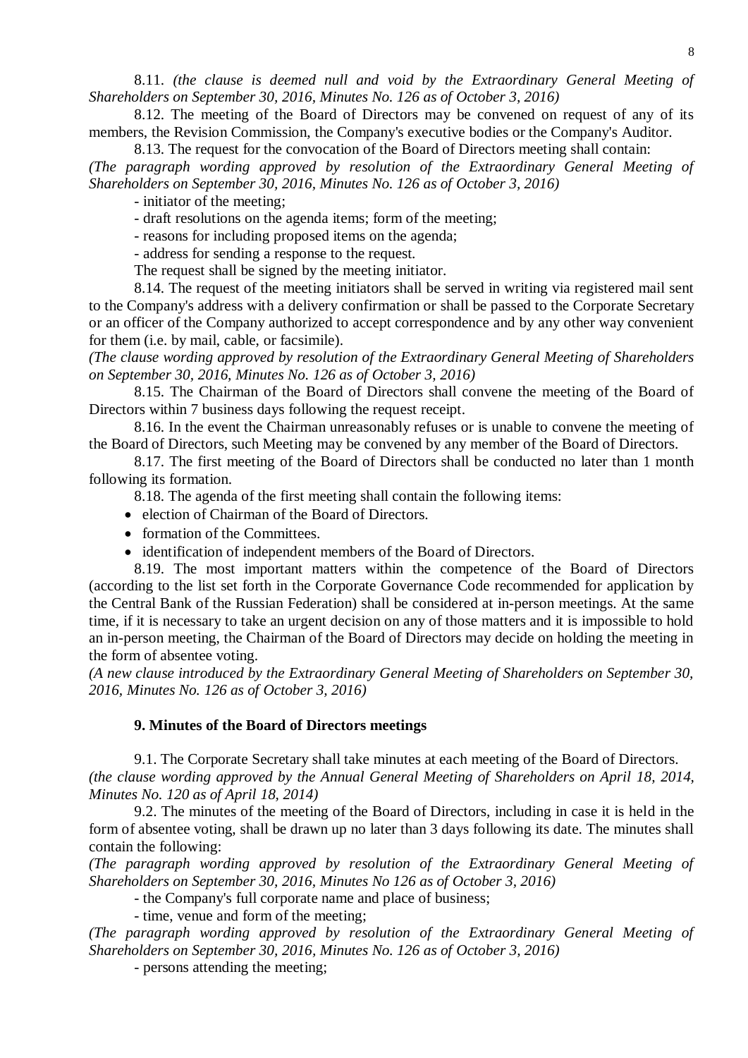8.11. *(the clause is deemed null and void by the Extraordinary General Meeting of Shareholders on September 30, 2016, Minutes No. 126 as of October 3, 2016)*

8.12. The meeting of the Board of Directors may be convened on request of any of its members, the Revision Commission, the Company's executive bodies or the Company's Auditor.

8.13. The request for the convocation of the Board of Directors meeting shall contain:
*(The paragraph wording approved by resolution of the Extraordinary General Meeting of Shareholders on September 30, 2016, Minutes No. 126 as of October 3, 2016)*

- initiator of the meeting;
- draft resolutions on the agenda items; form of the meeting;
- reasons for including proposed items on the agenda;
- address for sending a response to the request.

The request shall be signed by the meeting initiator.

8.14. The request of the meeting initiators shall be served in writing via registered mail sent to the Company's address with a delivery confirmation or shall be passed to the Corporate Secretary or an officer of the Company authorized to accept correspondence and by any other way convenient for them (i.e. by mail, cable, or facsimile).
*(The clause wording approved by resolution of the Extraordinary General Meeting of Shareholders on September 30, 2016, Minutes No. 126 as of October 3, 2016)*

8.15. The Chairman of the Board of Directors shall convene the meeting of the Board of Directors within 7 business days following the request receipt.

8.16. In the event the Chairman unreasonably refuses or is unable to convene the meeting of the Board of Directors, such Meeting may be convened by any member of the Board of Directors.

8.17. The first meeting of the Board of Directors shall be conducted no later than 1 month following its formation.

8.18. The agenda of the first meeting shall contain the following items:

- election of Chairman of the Board of Directors.
- formation of the Committees.
- identification of independent members of the Board of Directors.

8.19. The most important matters within the competence of the Board of Directors (according to the list set forth in the Corporate Governance Code recommended for application by the Central Bank of the Russian Federation) shall be considered at in-person meetings. At the same time, if it is necessary to take an urgent decision on any of those matters and it is impossible to hold an in-person meeting, the Chairman of the Board of Directors may decide on holding the meeting in the form of absentee voting.
*(A new clause introduced by the Extraordinary General Meeting of Shareholders on September 30, 2016, Minutes No. 126 as of October 3, 2016)*

## 9. Minutes of the Board of Directors meetings

9.1. The Corporate Secretary shall take minutes at each meeting of the Board of Directors.
*(the clause wording approved by the Annual General Meeting of Shareholders on April 18, 2014, Minutes No. 120 as of April 18, 2014)*

9.2. The minutes of the meeting of the Board of Directors, including in case it is held in the form of absentee voting, shall be drawn up no later than 3 days following its date. The minutes shall contain the following:
*(The paragraph wording approved by resolution of the Extraordinary General Meeting of Shareholders on September 30, 2016, Minutes No 126 as of October 3, 2016)*

- the Company's full corporate name and place of business;
- time, venue and form of the meeting;

*(The paragraph wording approved by resolution of the Extraordinary General Meeting of Shareholders on September 30, 2016, Minutes No. 126 as of October 3, 2016)*

- persons attending the meeting;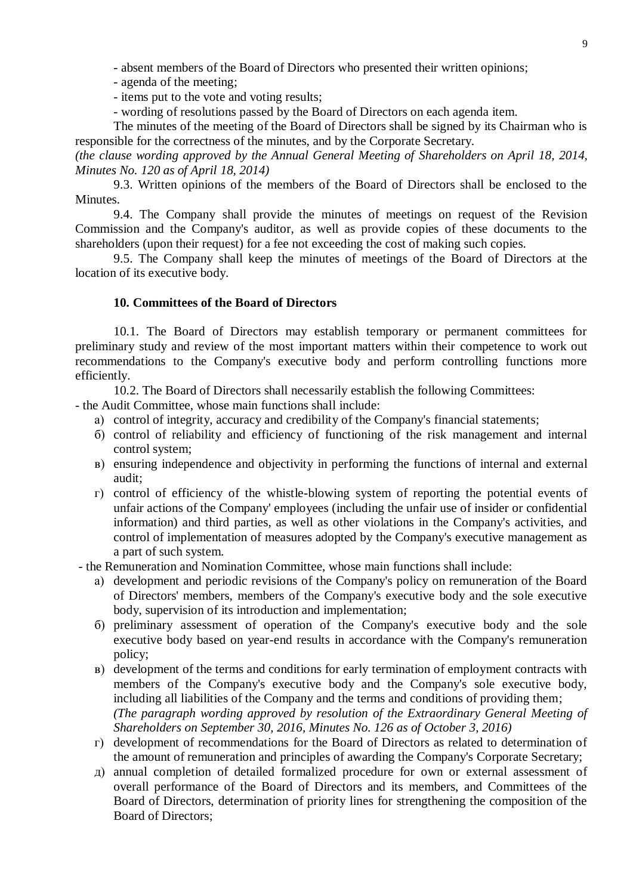- absent members of the Board of Directors who presented their written opinions;

- agenda of the meeting;

- items put to the vote and voting results;

- wording of resolutions passed by the Board of Directors on each agenda item.

The minutes of the meeting of the Board of Directors shall be signed by its Chairman who is responsible for the correctness of the minutes, and by the Corporate Secretary.

*(the clause wording approved by the Annual General Meeting of Shareholders on April 18, 2014, Minutes No. 120 as of April 18, 2014)*

9.3. Written opinions of the members of the Board of Directors shall be enclosed to the Minutes.

9.4. The Company shall provide the minutes of meetings on request of the Revision Commission and the Company's auditor, as well as provide copies of these documents to the shareholders (upon their request) for a fee not exceeding the cost of making such copies.

9.5. The Company shall keep the minutes of meetings of the Board of Directors at the location of its executive body.

## 10. Committees of the Board of Directors

10.1. The Board of Directors may establish temporary or permanent committees for preliminary study and review of the most important matters within their competence to work out recommendations to the Company's executive body and perform controlling functions more efficiently.

10.2. The Board of Directors shall necessarily establish the following Committees:

- the Audit Committee, whose main functions shall include:
  - а) control of integrity, accuracy and credibility of the Company's financial statements;
  - б) control of reliability and efficiency of functioning of the risk management and internal control system;
  - в) ensuring independence and objectivity in performing the functions of internal and external audit;
  - г) control of efficiency of the whistle-blowing system of reporting the potential events of unfair actions of the Company' employees (including the unfair use of insider or confidential information) and third parties, as well as other violations in the Company's activities, and control of implementation of measures adopted by the Company's executive management as a part of such system.

- the Remuneration and Nomination Committee, whose main functions shall include:
  - а) development and periodic revisions of the Company's policy on remuneration of the Board of Directors' members, members of the Company's executive body and the sole executive body, supervision of its introduction and implementation;
  - б) preliminary assessment of operation of the Company's executive body and the sole executive body based on year-end results in accordance with the Company's remuneration policy;
  - в) development of the terms and conditions for early termination of employment contracts with members of the Company's executive body and the Company's sole executive body, including all liabilities of the Company and the terms and conditions of providing them;
    *(The paragraph wording approved by resolution of the Extraordinary General Meeting of Shareholders on September 30, 2016, Minutes No. 126 as of October 3, 2016)*
  - г) development of recommendations for the Board of Directors as related to determination of the amount of remuneration and principles of awarding the Company's Corporate Secretary;
  - д) annual completion of detailed formalized procedure for own or external assessment of overall performance of the Board of Directors and its members, and Committees of the Board of Directors, determination of priority lines for strengthening the composition of the Board of Directors;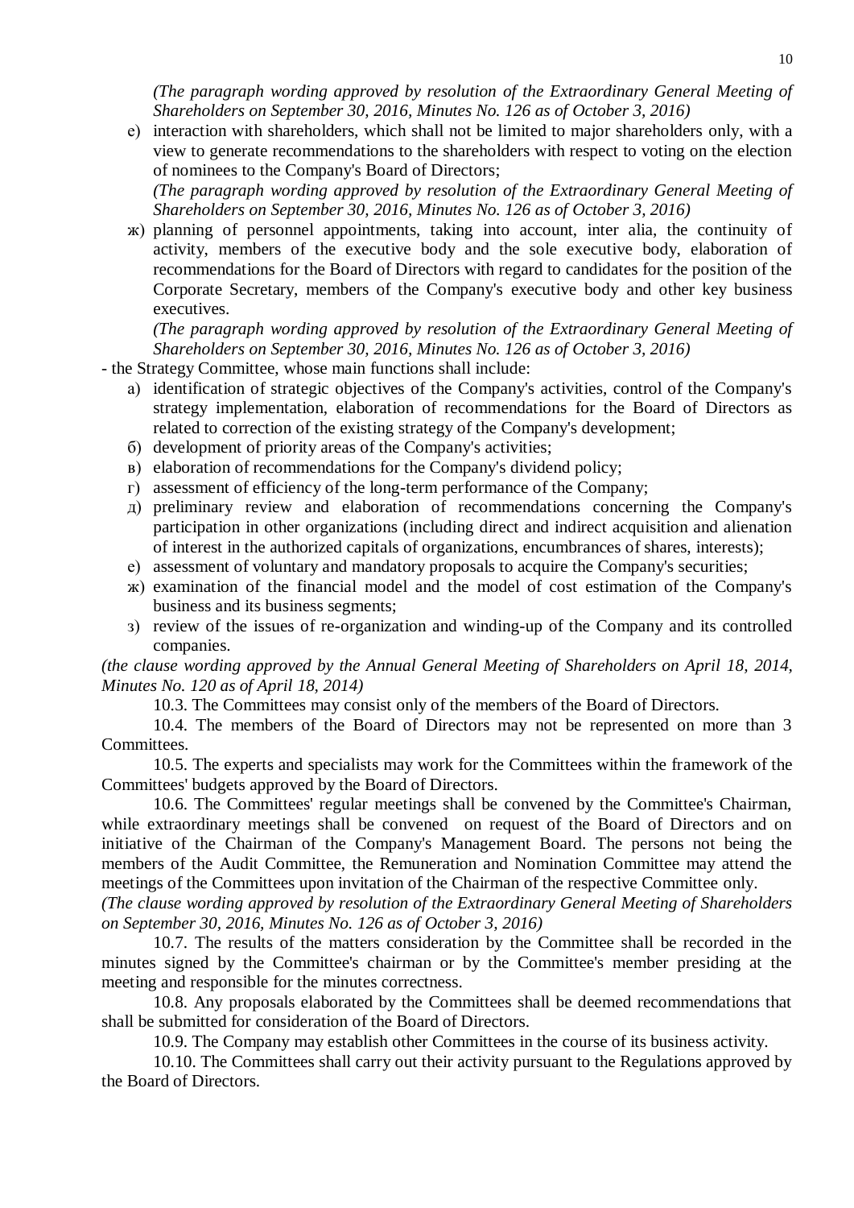*(The paragraph wording approved by resolution of the Extraordinary General Meeting of Shareholders on September 30, 2016, Minutes No. 126 as of October 3, 2016)*

е) interaction with shareholders, which shall not be limited to major shareholders only, with a view to generate recommendations to the shareholders with respect to voting on the election of nominees to the Company's Board of Directors;

*(The paragraph wording approved by resolution of the Extraordinary General Meeting of Shareholders on September 30, 2016, Minutes No. 126 as of October 3, 2016)*

ж) planning of personnel appointments, taking into account, inter alia, the continuity of activity, members of the executive body and the sole executive body, elaboration of recommendations for the Board of Directors with regard to candidates for the position of the Corporate Secretary, members of the Company's executive body and other key business executives.

*(The paragraph wording approved by resolution of the Extraordinary General Meeting of Shareholders on September 30, 2016, Minutes No. 126 as of October 3, 2016)*

- the Strategy Committee, whose main functions shall include:

а) identification of strategic objectives of the Company's activities, control of the Company's strategy implementation, elaboration of recommendations for the Board of Directors as related to correction of the existing strategy of the Company's development;

б) development of priority areas of the Company's activities;

в) elaboration of recommendations for the Company's dividend policy;

г) assessment of efficiency of the long-term performance of the Company;

д) preliminary review and elaboration of recommendations concerning the Company's participation in other organizations (including direct and indirect acquisition and alienation of interest in the authorized capitals of organizations, encumbrances of shares, interests);

е) assessment of voluntary and mandatory proposals to acquire the Company's securities;

ж) examination of the financial model and the model of cost estimation of the Company's business and its business segments;

з) review of the issues of re-organization and winding-up of the Company and its controlled companies.

*(the clause wording approved by the Annual General Meeting of Shareholders on April 18, 2014, Minutes No. 120 as of April 18, 2014)*

10.3. The Committees may consist only of the members of the Board of Directors.

10.4. The members of the Board of Directors may not be represented on more than 3 Committees.

10.5. The experts and specialists may work for the Committees within the framework of the Committees' budgets approved by the Board of Directors.

10.6. The Committees' regular meetings shall be convened by the Committee's Chairman, while extraordinary meetings shall be convened on request of the Board of Directors and on initiative of the Chairman of the Company's Management Board. The persons not being the members of the Audit Committee, the Remuneration and Nomination Committee may attend the meetings of the Committees upon invitation of the Chairman of the respective Committee only.

*(The clause wording approved by resolution of the Extraordinary General Meeting of Shareholders on September 30, 2016, Minutes No. 126 as of October 3, 2016)*

10.7. The results of the matters consideration by the Committee shall be recorded in the minutes signed by the Committee's chairman or by the Committee's member presiding at the meeting and responsible for the minutes correctness.

10.8. Any proposals elaborated by the Committees shall be deemed recommendations that shall be submitted for consideration of the Board of Directors.

10.9. The Company may establish other Committees in the course of its business activity.

10.10. The Committees shall carry out their activity pursuant to the Regulations approved by the Board of Directors.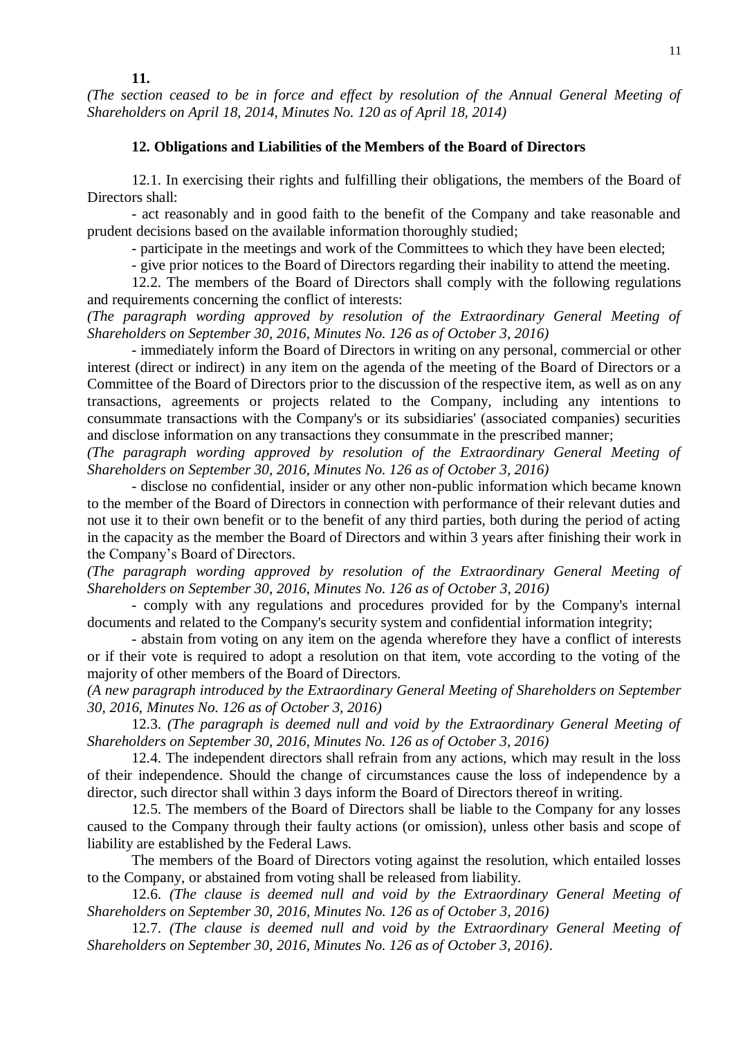**11.**

*(The section ceased to be in force and effect by resolution of the Annual General Meeting of Shareholders on April 18, 2014, Minutes No. 120 as of April 18, 2014)*

## 12. Obligations and Liabilities of the Members of the Board of Directors

12.1. In exercising their rights and fulfilling their obligations, the members of the Board of Directors shall:

- act reasonably and in good faith to the benefit of the Company and take reasonable and prudent decisions based on the available information thoroughly studied;
- participate in the meetings and work of the Committees to which they have been elected;
- give prior notices to the Board of Directors regarding their inability to attend the meeting.

12.2. The members of the Board of Directors shall comply with the following regulations and requirements concerning the conflict of interests:

*(The paragraph wording approved by resolution of the Extraordinary General Meeting of Shareholders on September 30, 2016, Minutes No. 126 as of October 3, 2016)*

- immediately inform the Board of Directors in writing on any personal, commercial or other interest (direct or indirect) in any item on the agenda of the meeting of the Board of Directors or a Committee of the Board of Directors prior to the discussion of the respective item, as well as on any transactions, agreements or projects related to the Company, including any intentions to consummate transactions with the Company's or its subsidiaries' (associated companies) securities and disclose information on any transactions they consummate in the prescribed manner;

*(The paragraph wording approved by resolution of the Extraordinary General Meeting of Shareholders on September 30, 2016, Minutes No. 126 as of October 3, 2016)*

- disclose no confidential, insider or any other non-public information which became known to the member of the Board of Directors in connection with performance of their relevant duties and not use it to their own benefit or to the benefit of any third parties, both during the period of acting in the capacity as the member the Board of Directors and within 3 years after finishing their work in the Company's Board of Directors.

*(The paragraph wording approved by resolution of the Extraordinary General Meeting of Shareholders on September 30, 2016, Minutes No. 126 as of October 3, 2016)*

- comply with any regulations and procedures provided for by the Company's internal documents and related to the Company's security system and confidential information integrity;
- abstain from voting on any item on the agenda wherefore they have a conflict of interests or if their vote is required to adopt a resolution on that item, vote according to the voting of the majority of other members of the Board of Directors.

*(A new paragraph introduced by the Extraordinary General Meeting of Shareholders on September 30, 2016, Minutes No. 126 as of October 3, 2016)*

12.3. *(The paragraph is deemed null and void by the Extraordinary General Meeting of Shareholders on September 30, 2016, Minutes No. 126 as of October 3, 2016)*

12.4. The independent directors shall refrain from any actions, which may result in the loss of their independence. Should the change of circumstances cause the loss of independence by a director, such director shall within 3 days inform the Board of Directors thereof in writing.

12.5. The members of the Board of Directors shall be liable to the Company for any losses caused to the Company through their faulty actions (or omission), unless other basis and scope of liability are established by the Federal Laws.

The members of the Board of Directors voting against the resolution, which entailed losses to the Company, or abstained from voting shall be released from liability.

12.6. *(The clause is deemed null and void by the Extraordinary General Meeting of Shareholders on September 30, 2016, Minutes No. 126 as of October 3, 2016)*

12.7. *(The clause is deemed null and void by the Extraordinary General Meeting of Shareholders on September 30, 2016, Minutes No. 126 as of October 3, 2016)*.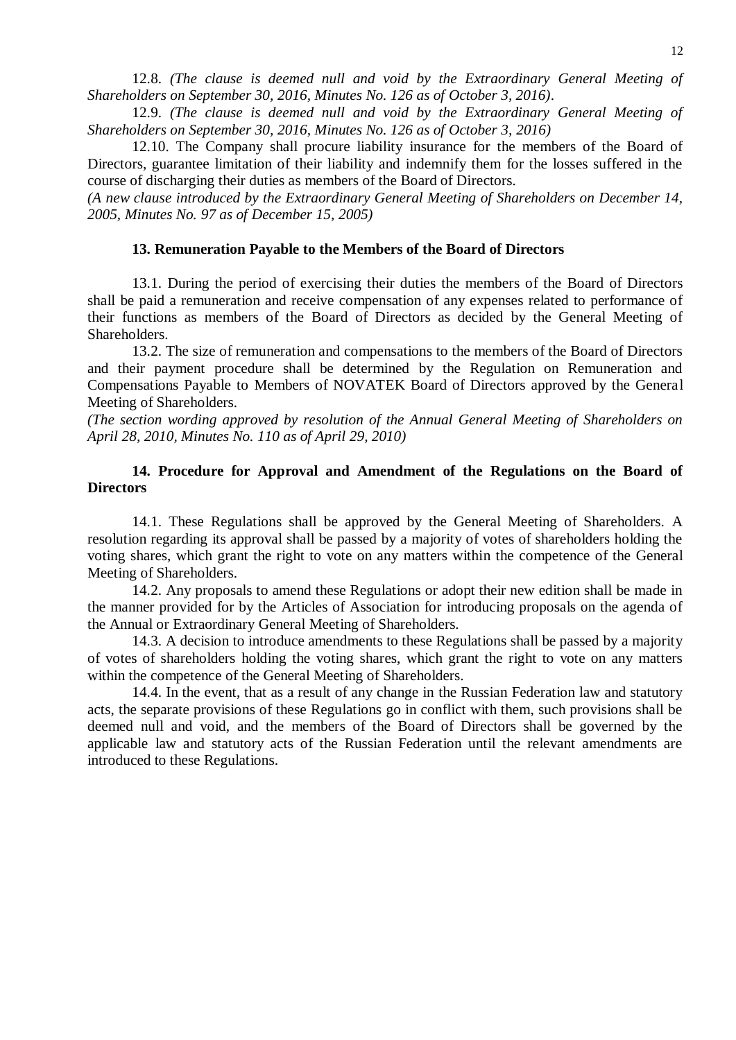12.8. *(The clause is deemed null and void by the Extraordinary General Meeting of Shareholders on September 30, 2016, Minutes No. 126 as of October 3, 2016)*.

12.9. *(The clause is deemed null and void by the Extraordinary General Meeting of Shareholders on September 30, 2016, Minutes No. 126 as of October 3, 2016)*

12.10. The Company shall procure liability insurance for the members of the Board of Directors, guarantee limitation of their liability and indemnify them for the losses suffered in the course of discharging their duties as members of the Board of Directors.

*(A new clause introduced by the Extraordinary General Meeting of Shareholders on December 14, 2005, Minutes No. 97 as of December 15, 2005)*

## 13. Remuneration Payable to the Members of the Board of Directors

13.1. During the period of exercising their duties the members of the Board of Directors shall be paid a remuneration and receive compensation of any expenses related to performance of their functions as members of the Board of Directors as decided by the General Meeting of Shareholders.

13.2. The size of remuneration and compensations to the members of the Board of Directors and their payment procedure shall be determined by the Regulation on Remuneration and Compensations Payable to Members of NOVATEK Board of Directors approved by the General Meeting of Shareholders.

*(The section wording approved by resolution of the Annual General Meeting of Shareholders on April 28, 2010, Minutes No. 110 as of April 29, 2010)*

## 14. Procedure for Approval and Amendment of the Regulations on the Board of Directors

14.1. These Regulations shall be approved by the General Meeting of Shareholders. A resolution regarding its approval shall be passed by a majority of votes of shareholders holding the voting shares, which grant the right to vote on any matters within the competence of the General Meeting of Shareholders.

14.2. Any proposals to amend these Regulations or adopt their new edition shall be made in the manner provided for by the Articles of Association for introducing proposals on the agenda of the Annual or Extraordinary General Meeting of Shareholders.

14.3. A decision to introduce amendments to these Regulations shall be passed by a majority of votes of shareholders holding the voting shares, which grant the right to vote on any matters within the competence of the General Meeting of Shareholders.

14.4. In the event, that as a result of any change in the Russian Federation law and statutory acts, the separate provisions of these Regulations go in conflict with them, such provisions shall be deemed null and void, and the members of the Board of Directors shall be governed by the applicable law and statutory acts of the Russian Federation until the relevant amendments are introduced to these Regulations.